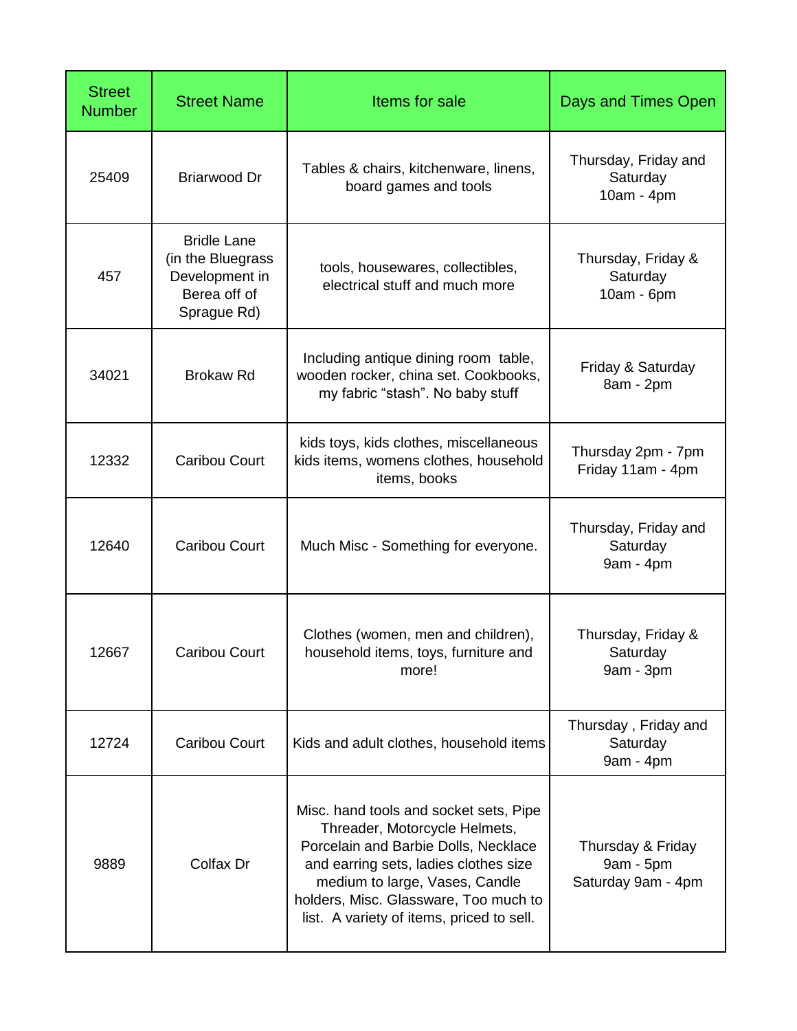| Street Number | Street Name | Items for sale | Days and Times Open |
| --- | --- | --- | --- |
| 25409 | Briarwood Dr | Tables & chairs, kitchenware, linens, board games and tools | Thursday, Friday and Saturday 10am - 4pm |
| 457 | Bridle Lane (in the Bluegrass Development in Berea off of Sprague Rd) | tools, housewares, collectibles, electrical stuff and much more | Thursday, Friday & Saturday 10am - 6pm |
| 34021 | Brokaw Rd | Including antique dining room table, wooden rocker, china set. Cookbooks, my fabric "stash". No baby stuff | Friday & Saturday 8am - 2pm |
| 12332 | Caribou Court | kids toys, kids clothes, miscellaneous kids items, womens clothes, household items, books | Thursday 2pm - 7pm Friday 11am - 4pm |
| 12640 | Caribou Court | Much Misc - Something for everyone. | Thursday, Friday and Saturday 9am - 4pm |
| 12667 | Caribou Court | Clothes (women, men and children), household items, toys, furniture and more! | Thursday, Friday & Saturday 9am - 3pm |
| 12724 | Caribou Court | Kids and adult clothes, household items | Thursday , Friday and Saturday 9am - 4pm |
| 9889 | Colfax Dr | Misc. hand tools and socket sets, Pipe Threader, Motorcycle Helmets, Porcelain and Barbie Dolls, Necklace and earring sets, ladies clothes size medium to large, Vases, Candle holders, Misc. Glassware, Too much to list. A variety of items, priced to sell. | Thursday & Friday 9am - 5pm Saturday 9am - 4pm |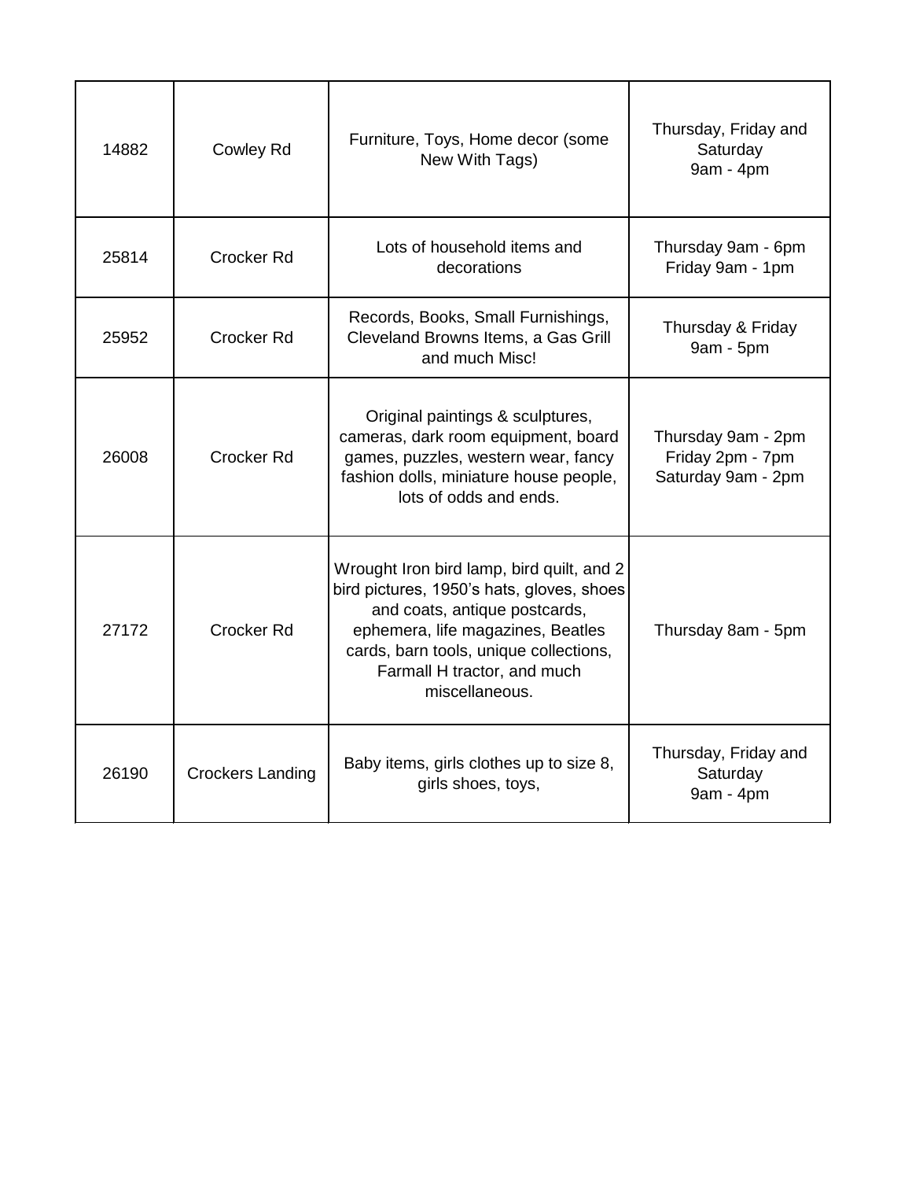| | | | |
|---|---|---|---|
| 14882 | Cowley Rd | Furniture, Toys, Home decor (some New With Tags) | Thursday, Friday and Saturday<br>9am - 4pm |
| 25814 | Crocker Rd | Lots of household items and decorations | Thursday 9am - 6pm<br>Friday 9am - 1pm |
| 25952 | Crocker Rd | Records, Books, Small Furnishings, Cleveland Browns Items, a Gas Grill and much Misc! | Thursday & Friday<br>9am - 5pm |
| 26008 | Crocker Rd | Original paintings & sculptures, cameras, dark room equipment, board games, puzzles, western wear, fancy fashion dolls, miniature house people, lots of odds and ends. | Thursday 9am - 2pm<br>Friday 2pm - 7pm<br>Saturday 9am - 2pm |
| 27172 | Crocker Rd | Wrought Iron bird lamp, bird quilt, and 2 bird pictures, 1950's hats, gloves, shoes and coats, antique postcards, ephemera, life magazines, Beatles cards, barn tools, unique collections, Farmall H tractor, and much miscellaneous. | Thursday 8am - 5pm |
| 26190 | Crockers Landing | Baby items, girls clothes up to size 8, girls shoes, toys, | Thursday, Friday and Saturday<br>9am - 4pm |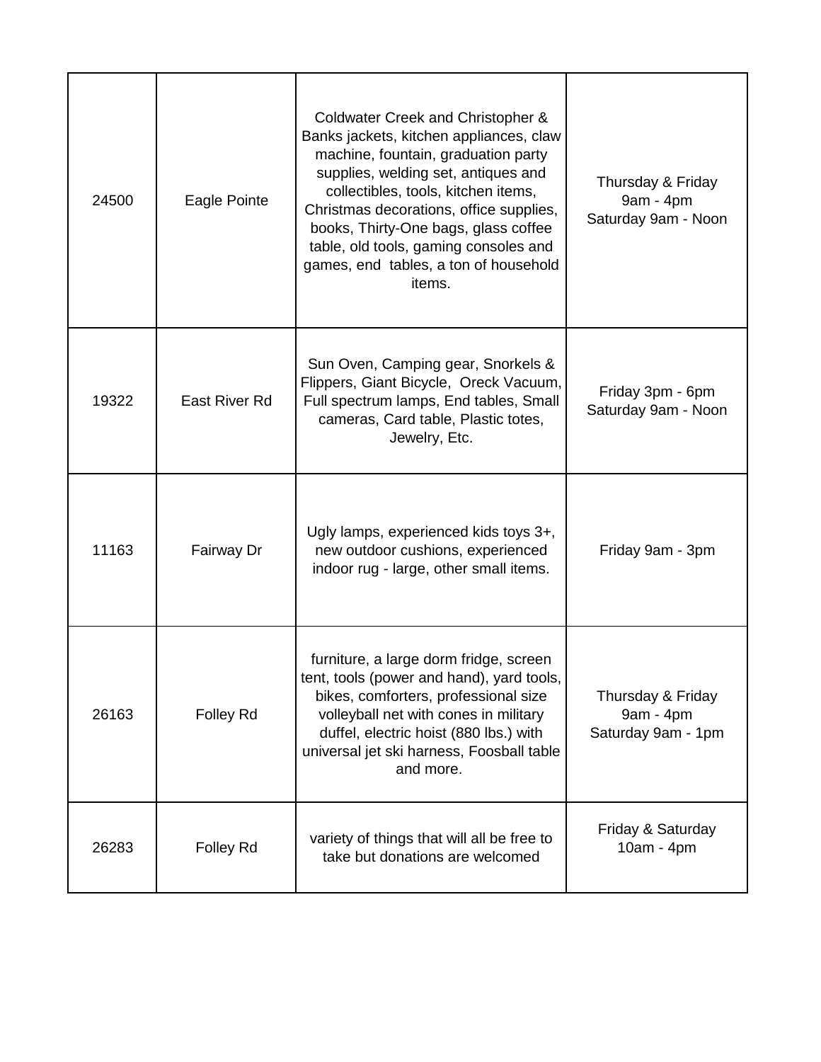| | | | |
|---|---|---|---|
| 24500 | Eagle Pointe | Coldwater Creek and Christopher & Banks jackets, kitchen appliances, claw machine, fountain, graduation party supplies, welding set, antiques and collectibles, tools, kitchen items, Christmas decorations, office supplies, books, Thirty-One bags, glass coffee table, old tools, gaming consoles and games, end tables, a ton of household items. | Thursday & Friday 9am - 4pm Saturday 9am - Noon |
| 19322 | East River Rd | Sun Oven, Camping gear, Snorkels & Flippers, Giant Bicycle, Oreck Vacuum, Full spectrum lamps, End tables, Small cameras, Card table, Plastic totes, Jewelry, Etc. | Friday 3pm - 6pm Saturday 9am - Noon |
| 11163 | Fairway Dr | Ugly lamps, experienced kids toys 3+, new outdoor cushions, experienced indoor rug - large, other small items. | Friday 9am - 3pm |
| 26163 | Folley Rd | furniture, a large dorm fridge, screen tent, tools (power and hand), yard tools, bikes, comforters, professional size volleyball net with cones in military duffel, electric hoist (880 lbs.) with universal jet ski harness, Foosball table and more. | Thursday & Friday 9am - 4pm Saturday 9am - 1pm |
| 26283 | Folley Rd | variety of things that will all be free to take but donations are welcomed | Friday & Saturday 10am - 4pm |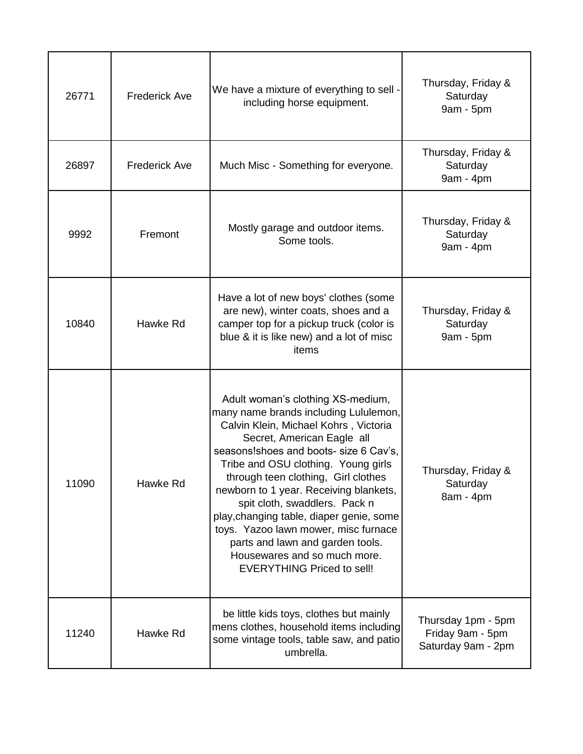| | | | |
|---|---|---|---|
| 26771 | Frederick Ave | We have a mixture of everything to sell - including horse equipment. | Thursday, Friday & Saturday 9am - 5pm |
| 26897 | Frederick Ave | Much Misc - Something for everyone. | Thursday, Friday & Saturday 9am - 4pm |
| 9992 | Fremont | Mostly garage and outdoor items. Some tools. | Thursday, Friday & Saturday 9am - 4pm |
| 10840 | Hawke Rd | Have a lot of new boys' clothes (some are new), winter coats, shoes and a camper top for a pickup truck (color is blue & it is like new) and a lot of misc items | Thursday, Friday & Saturday 9am - 5pm |
| 11090 | Hawke Rd | Adult woman's clothing XS-medium, many name brands including Lululemon, Calvin Klein, Michael Kohrs , Victoria Secret, American Eagle all seasons!shoes and boots- size 6 Cav's, Tribe and OSU clothing. Young girls through teen clothing, Girl clothes newborn to 1 year. Receiving blankets, spit cloth, swaddlers. Pack n play,changing table, diaper genie, some toys. Yazoo lawn mower, misc furnace parts and lawn and garden tools. Housewares and so much more. EVERYTHING Priced to sell! | Thursday, Friday & Saturday 8am - 4pm |
| 11240 | Hawke Rd | be little kids toys, clothes but mainly mens clothes, household items including some vintage tools, table saw, and patio umbrella. | Thursday 1pm - 5pm Friday 9am - 5pm Saturday 9am - 2pm |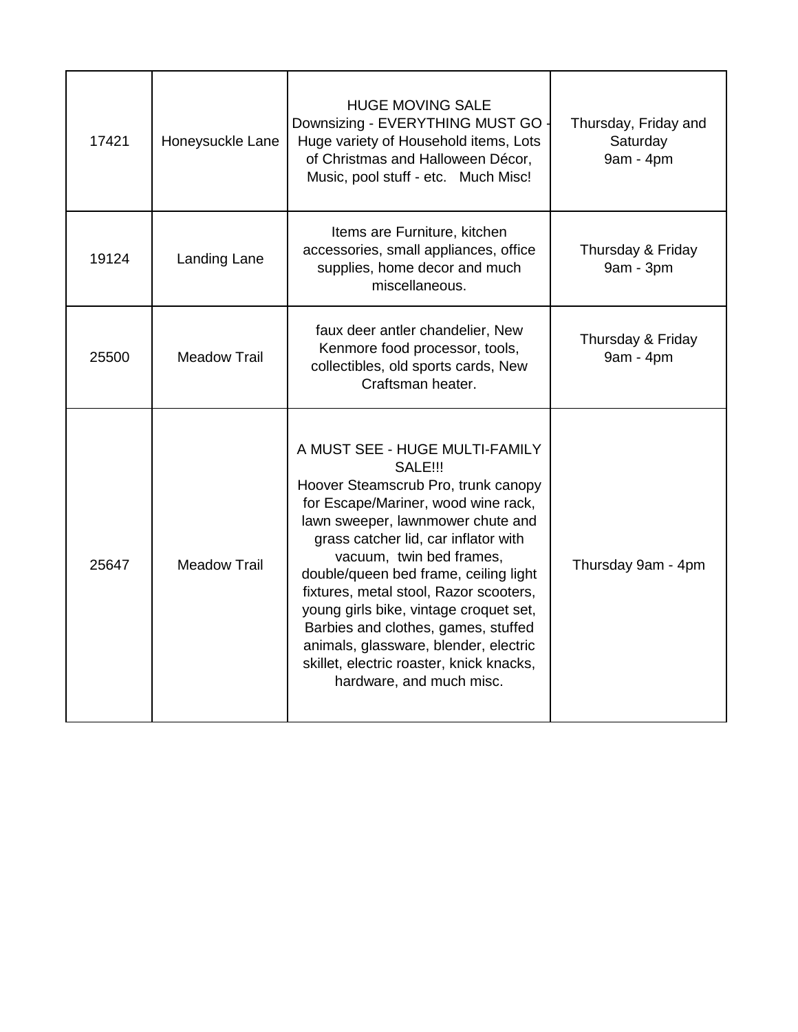| | | | |
|---|---|---|---|
| 17421 | Honeysuckle Lane | HUGE MOVING SALE<br>Downsizing - EVERYTHING MUST GO - Huge variety of Household items, Lots of Christmas and Halloween Décor, Music, pool stuff - etc. Much Misc! | Thursday, Friday and Saturday<br>9am - 4pm |
| 19124 | Landing Lane | Items are Furniture, kitchen accessories, small appliances, office supplies, home decor and much miscellaneous. | Thursday & Friday<br>9am - 3pm |
| 25500 | Meadow Trail | faux deer antler chandelier, New Kenmore food processor, tools, collectibles, old sports cards, New Craftsman heater. | Thursday & Friday<br>9am - 4pm |
| 25647 | Meadow Trail | A MUST SEE - HUGE MULTI-FAMILY SALE!!!<br>Hoover Steamscrub Pro, trunk canopy for Escape/Mariner, wood wine rack, lawn sweeper, lawnmower chute and grass catcher lid, car inflator with vacuum, twin bed frames, double/queen bed frame, ceiling light fixtures, metal stool, Razor scooters, young girls bike, vintage croquet set, Barbies and clothes, games, stuffed animals, glassware, blender, electric skillet, electric roaster, knick knacks, hardware, and much misc. | Thursday 9am - 4pm |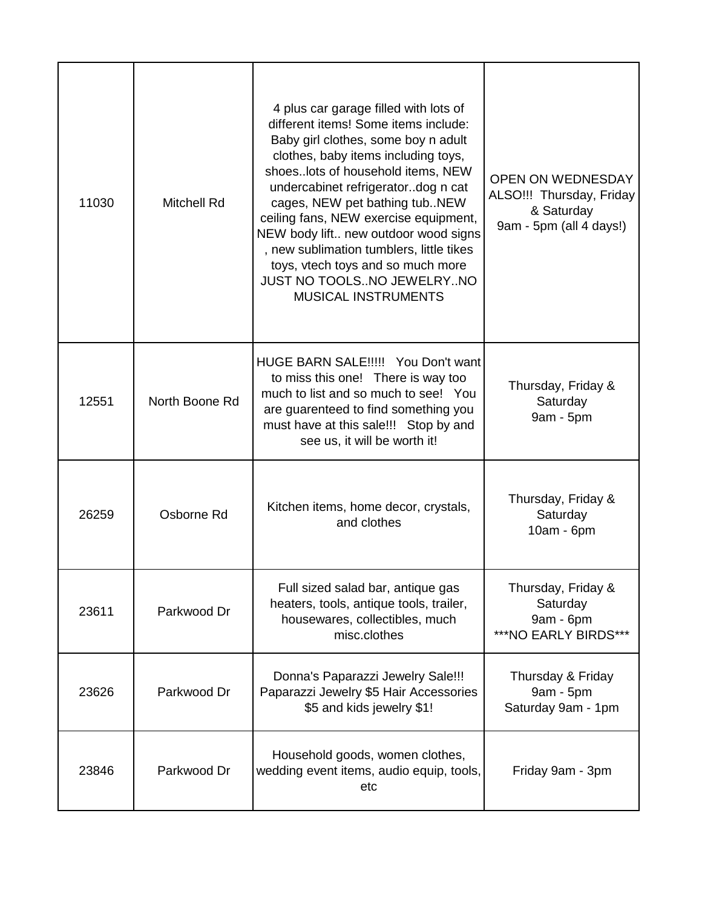| | | | |
|---|---|---|---|
| 11030 | Mitchell Rd | 4 plus car garage filled with lots of different items! Some items include: Baby girl clothes, some boy n adult clothes, baby items including toys, shoes..lots of household items, NEW undercabinet refrigerator..dog n cat cages, NEW pet bathing tub..NEW ceiling fans, NEW exercise equipment, NEW body lift.. new outdoor wood signs , new sublimation tumblers, little tikes toys, vtech toys and so much more JUST NO TOOLS..NO JEWELRY..NO MUSICAL INSTRUMENTS | OPEN ON WEDNESDAY ALSO!!! Thursday, Friday & Saturday 9am - 5pm (all 4 days!) |
| 12551 | North Boone Rd | HUGE BARN SALE!!!!! You Don't want to miss this one! There is way too much to list and so much to see! You are guarenteed to find something you must have at this sale!!! Stop by and see us, it will be worth it! | Thursday, Friday & Saturday 9am - 5pm |
| 26259 | Osborne Rd | Kitchen items, home decor, crystals, and clothes | Thursday, Friday & Saturday 10am - 6pm |
| 23611 | Parkwood Dr | Full sized salad bar, antique gas heaters, tools, antique tools, trailer, housewares, collectibles, much misc.clothes | Thursday, Friday & Saturday 9am - 6pm ***NO EARLY BIRDS*** |
| 23626 | Parkwood Dr | Donna's Paparazzi Jewelry Sale!!! Paparazzi Jewelry $5 Hair Accessories $5 and kids jewelry $1! | Thursday & Friday 9am - 5pm Saturday 9am - 1pm |
| 23846 | Parkwood Dr | Household goods, women clothes, wedding event items, audio equip, tools, etc | Friday 9am - 3pm |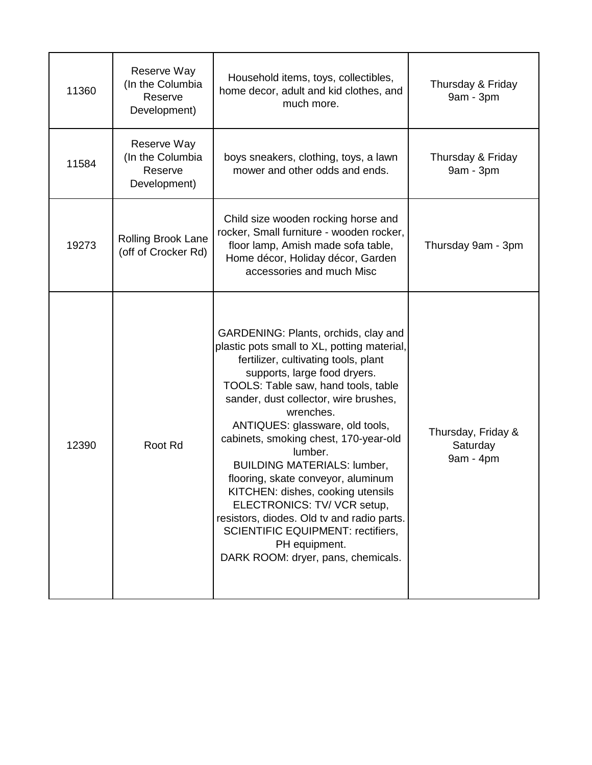| 11360 | Reserve Way (In the Columbia Reserve Development) | Household items, toys, collectibles, home decor, adult and kid clothes, and much more. | Thursday & Friday 9am - 3pm |
|---|---|---|---|
| 11584 | Reserve Way (In the Columbia Reserve Development) | boys sneakers, clothing, toys, a lawn mower and other odds and ends. | Thursday & Friday 9am - 3pm |
| 19273 | Rolling Brook Lane (off of Crocker Rd) | Child size wooden rocking horse and rocker, Small furniture - wooden rocker, floor lamp, Amish made sofa table, Home décor, Holiday décor, Garden accessories and much Misc | Thursday 9am - 3pm |
| 12390 | Root Rd | GARDENING: Plants, orchids, clay and plastic pots small to XL, potting material, fertilizer, cultivating tools, plant supports, large food dryers.<br>TOOLS: Table saw, hand tools, table sander, dust collector, wire brushes, wrenches.<br>ANTIQUES: glassware, old tools, cabinets, smoking chest, 170-year-old lumber.<br>BUILDING MATERIALS: lumber, flooring, skate conveyor, aluminum<br>KITCHEN: dishes, cooking utensils<br>ELECTRONICS: TV/ VCR setup, resistors, diodes. Old tv and radio parts.<br>SCIENTIFIC EQUIPMENT: rectifiers, PH equipment.<br>DARK ROOM: dryer, pans, chemicals. | Thursday, Friday & Saturday 9am - 4pm |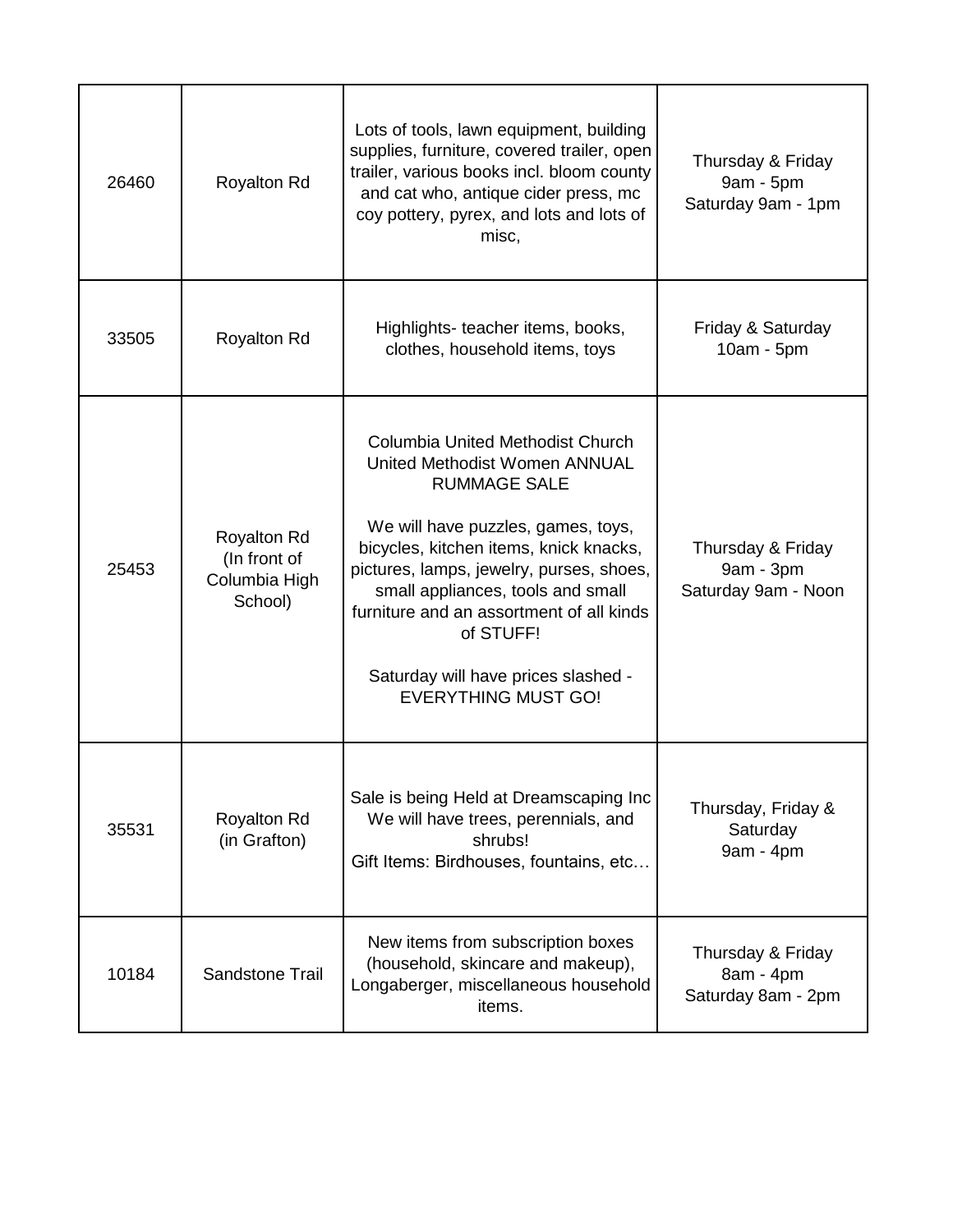| | | | |
|---|---|---|---|
| 26460 | Royalton Rd | Lots of tools, lawn equipment, building supplies, furniture, covered trailer, open trailer, various books incl. bloom county and cat who, antique cider press, mc coy pottery, pyrex, and lots and lots of misc, | Thursday & Friday 9am - 5pm Saturday 9am - 1pm |
| 33505 | Royalton Rd | Highlights- teacher items, books, clothes, household items, toys | Friday & Saturday 10am - 5pm |
| 25453 | Royalton Rd (In front of Columbia High School) | Columbia United Methodist Church United Methodist Women ANNUAL RUMMAGE SALE<br><br>We will have puzzles, games, toys, bicycles, kitchen items, knick knacks, pictures, lamps, jewelry, purses, shoes, small appliances, tools and small furniture and an assortment of all kinds of STUFF!<br><br>Saturday will have prices slashed - EVERYTHING MUST GO! | Thursday & Friday 9am - 3pm Saturday 9am - Noon |
| 35531 | Royalton Rd (in Grafton) | Sale is being Held at Dreamscaping Inc We will have trees, perennials, and shrubs! Gift Items: Birdhouses, fountains, etc… | Thursday, Friday & Saturday 9am - 4pm |
| 10184 | Sandstone Trail | New items from subscription boxes (household, skincare and makeup), Longaberger, miscellaneous household items. | Thursday & Friday 8am - 4pm Saturday 8am - 2pm |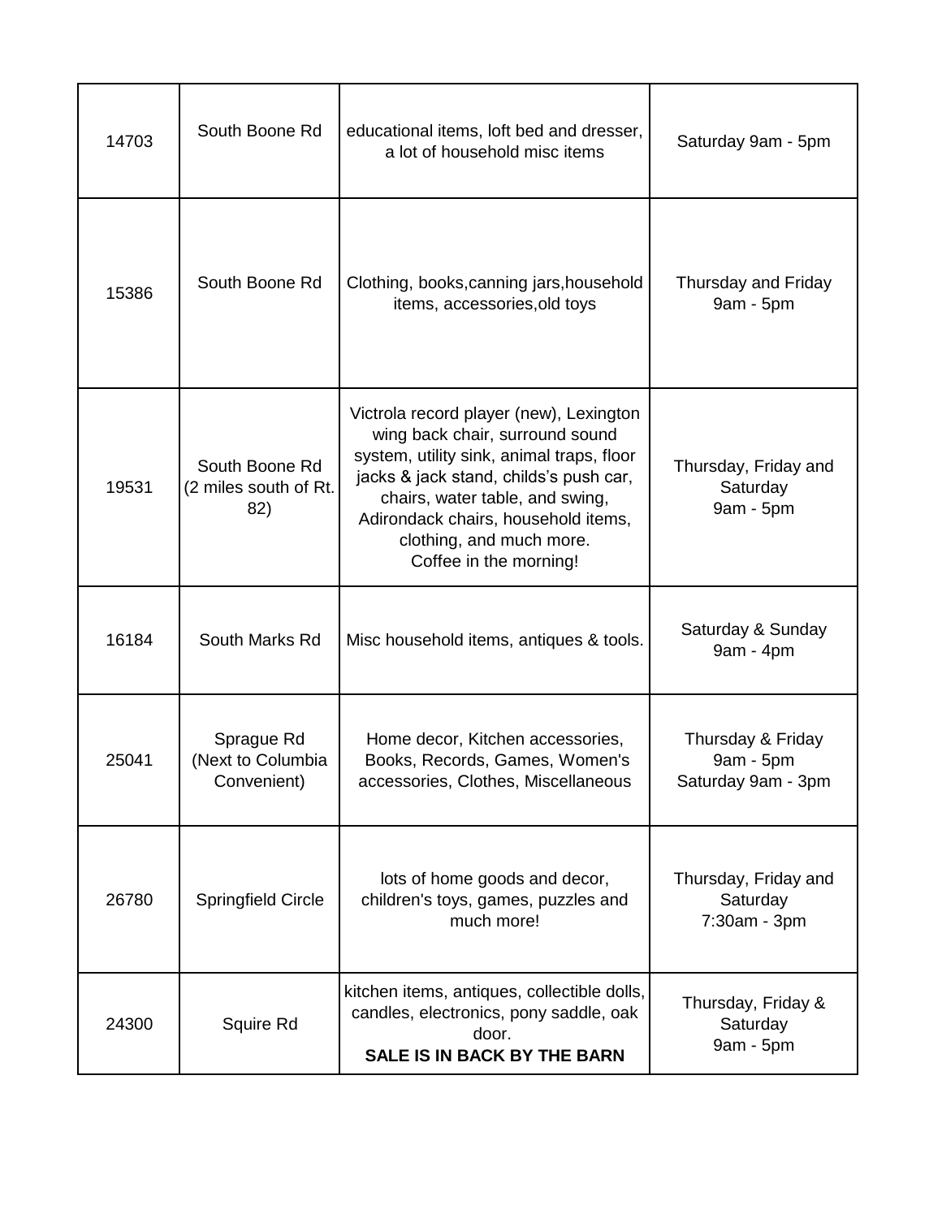| 14703 | South Boone Rd | educational items, loft bed and dresser, a lot of household misc items | Saturday 9am - 5pm |
|---|---|---|---|
| 15386 | South Boone Rd | Clothing, books,canning jars,household items, accessories,old toys | Thursday and Friday 9am - 5pm |
| 19531 | South Boone Rd (2 miles south of Rt. 82) | Victrola record player (new), Lexington wing back chair, surround sound system, utility sink, animal traps, floor jacks & jack stand, childs's push car, chairs, water table, and swing, Adirondack chairs, household items, clothing, and much more. Coffee in the morning! | Thursday, Friday and Saturday 9am - 5pm |
| 16184 | South Marks Rd | Misc household items, antiques & tools. | Saturday & Sunday 9am - 4pm |
| 25041 | Sprague Rd (Next to Columbia Convenient) | Home decor, Kitchen accessories, Books, Records, Games, Women's accessories, Clothes, Miscellaneous | Thursday & Friday 9am - 5pm Saturday 9am - 3pm |
| 26780 | Springfield Circle | lots of home goods and decor, children's toys, games, puzzles and much more! | Thursday, Friday and Saturday 7:30am - 3pm |
| 24300 | Squire Rd | kitchen items, antiques, collectible dolls, candles, electronics, pony saddle, oak door. **SALE IS IN BACK BY THE BARN** | Thursday, Friday & Saturday 9am - 5pm |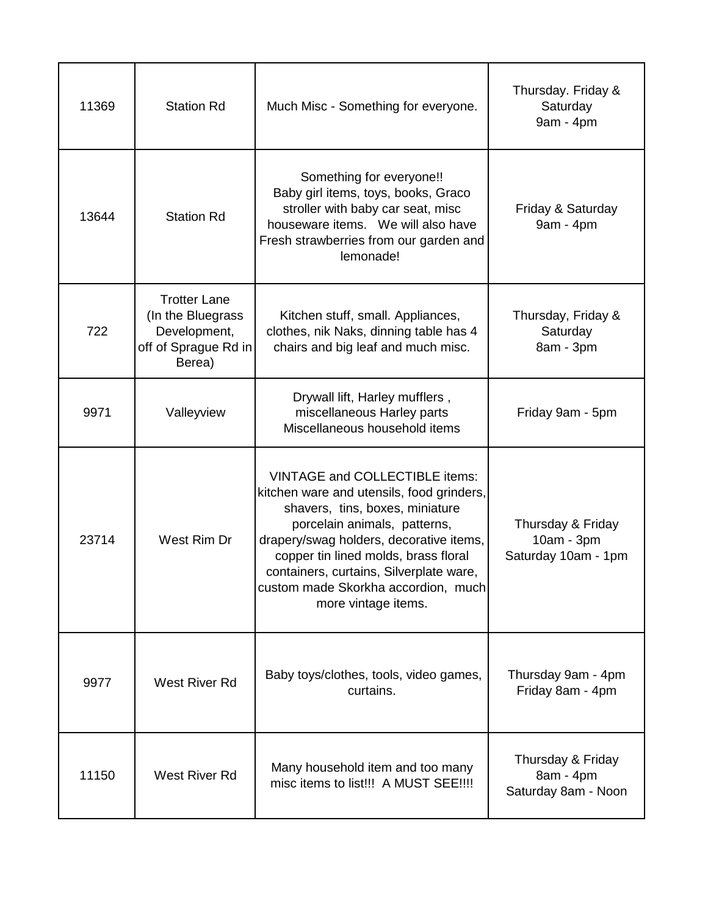| | | | |
|---|---|---|---|
| 11369 | Station Rd | Much Misc - Something for everyone. | Thursday. Friday & Saturday 9am - 4pm |
| 13644 | Station Rd | Something for everyone!! Baby girl items, toys, books, Graco stroller with baby car seat, misc houseware items. We will also have Fresh strawberries from our garden and lemonade! | Friday & Saturday 9am - 4pm |
| 722 | Trotter Lane (In the Bluegrass Development, off of Sprague Rd in Berea) | Kitchen stuff, small. Appliances, clothes, nik Naks, dinning table has 4 chairs and big leaf and much misc. | Thursday, Friday & Saturday 8am - 3pm |
| 9971 | Valleyview | Drywall lift, Harley mufflers , miscellaneous Harley parts Miscellaneous household items | Friday 9am - 5pm |
| 23714 | West Rim Dr | VINTAGE and COLLECTIBLE items: kitchen ware and utensils, food grinders, shavers, tins, boxes, miniature porcelain animals, patterns, drapery/swag holders, decorative items, copper tin lined molds, brass floral containers, curtains, Silverplate ware, custom made Skorkha accordion, much more vintage items. | Thursday & Friday 10am - 3pm Saturday 10am - 1pm |
| 9977 | West River Rd | Baby toys/clothes, tools, video games, curtains. | Thursday 9am - 4pm Friday 8am - 4pm |
| 11150 | West River Rd | Many household item and too many misc items to list!!! A MUST SEE!!!! | Thursday & Friday 8am - 4pm Saturday 8am - Noon |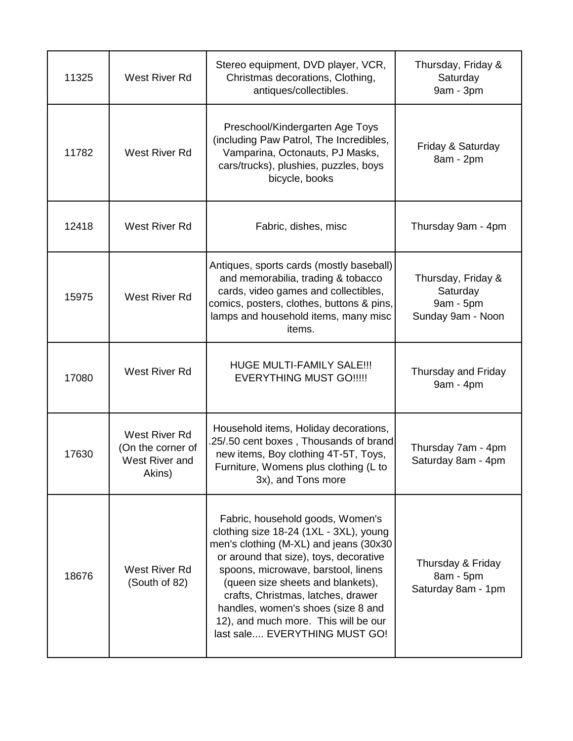| | | | |
|---|---|---|---|
| 11325 | West River Rd | Stereo equipment, DVD player, VCR, Christmas decorations, Clothing, antiques/collectibles. | Thursday, Friday & Saturday 9am - 3pm |
| 11782 | West River Rd | Preschool/Kindergarten Age Toys (including Paw Patrol, The Incredibles, Vamparina, Octonauts, PJ Masks, cars/trucks), plushies, puzzles, boys bicycle, books | Friday & Saturday 8am - 2pm |
| 12418 | West River Rd | Fabric, dishes, misc | Thursday 9am - 4pm |
| 15975 | West River Rd | Antiques, sports cards (mostly baseball) and memorabilia, trading & tobacco cards, video games and collectibles, comics, posters, clothes, buttons & pins, lamps and household items, many misc items. | Thursday, Friday & Saturday 9am - 5pm Sunday 9am - Noon |
| 17080 | West River Rd | HUGE MULTI-FAMILY SALE!!! EVERYTHING MUST GO!!!!! | Thursday and Friday 9am - 4pm |
| 17630 | West River Rd (On the corner of West River and Akins) | Household items, Holiday decorations, .25/.50 cent boxes , Thousands of brand new items, Boy clothing 4T-5T, Toys, Furniture, Womens plus clothing (L to 3x), and Tons more | Thursday 7am - 4pm Saturday 8am - 4pm |
| 18676 | West River Rd (South of 82) | Fabric, household goods, Women's clothing size 18-24 (1XL - 3XL), young men's clothing (M-XL) and jeans (30x30 or around that size), toys, decorative spoons, microwave, barstool, linens (queen size sheets and blankets), crafts, Christmas, latches, drawer handles, women's shoes (size 8 and 12), and much more. This will be our last sale.... EVERYTHING MUST GO! | Thursday & Friday 8am - 5pm Saturday 8am - 1pm |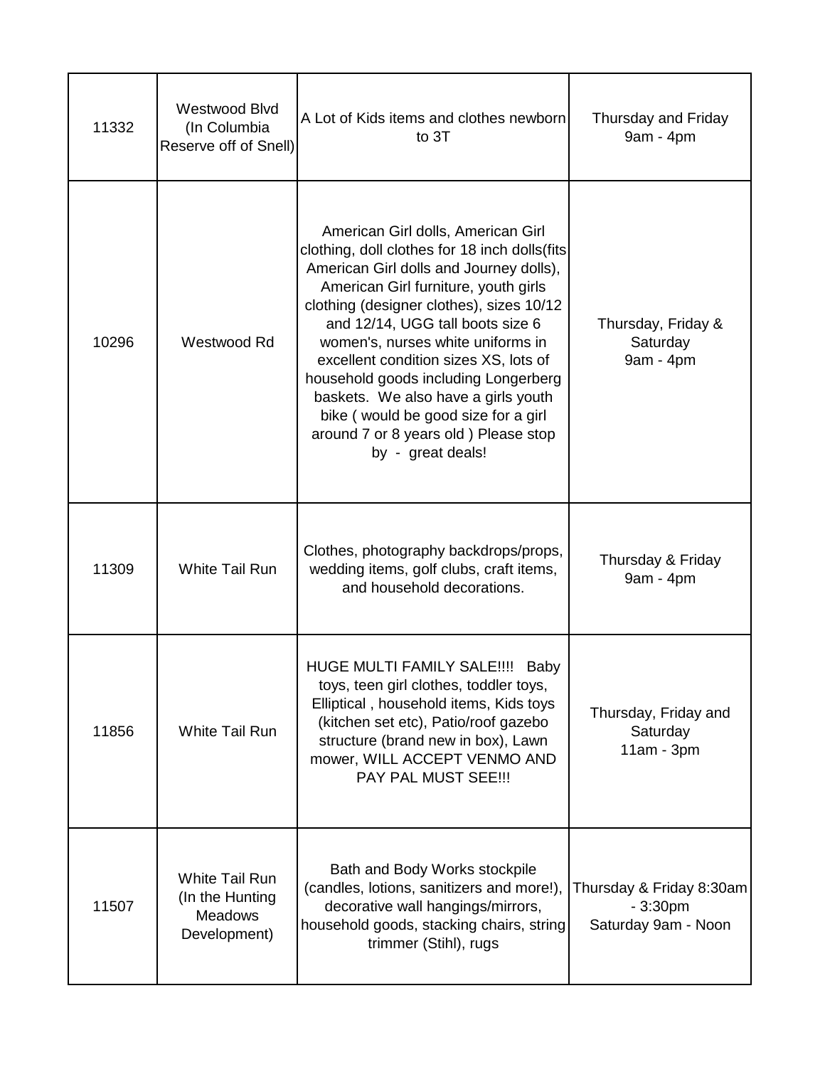| | | | |
|---|---|---|---|
| 11332 | Westwood Blvd (In Columbia Reserve off of Snell) | A Lot of Kids items and clothes newborn to 3T | Thursday and Friday 9am - 4pm |
| 10296 | Westwood Rd | American Girl dolls, American Girl clothing, doll clothes for 18 inch dolls(fits American Girl dolls and Journey dolls), American Girl furniture, youth girls clothing (designer clothes), sizes 10/12 and 12/14, UGG tall boots size 6 women's, nurses white uniforms in excellent condition sizes XS, lots of household goods including Longerberg baskets. We also have a girls youth bike ( would be good size for a girl around 7 or 8 years old ) Please stop by - great deals! | Thursday, Friday & Saturday 9am - 4pm |
| 11309 | White Tail Run | Clothes, photography backdrops/props, wedding items, golf clubs, craft items, and household decorations. | Thursday & Friday 9am - 4pm |
| 11856 | White Tail Run | HUGE MULTI FAMILY SALE!!!! Baby toys, teen girl clothes, toddler toys, Elliptical , household items, Kids toys (kitchen set etc), Patio/roof gazebo structure (brand new in box), Lawn mower, WILL ACCEPT VENMO AND PAY PAL MUST SEE!!! | Thursday, Friday and Saturday 11am - 3pm |
| 11507 | White Tail Run (In the Hunting Meadows Development) | Bath and Body Works stockpile (candles, lotions, sanitizers and more!), decorative wall hangings/mirrors, household goods, stacking chairs, string trimmer (Stihl), rugs | Thursday & Friday 8:30am - 3:30pm Saturday 9am - Noon |